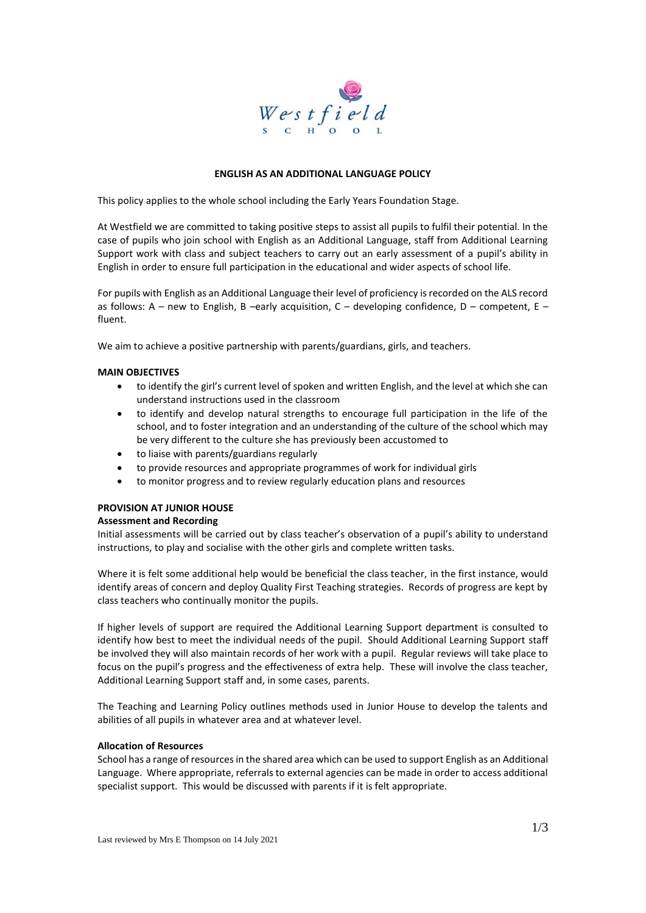Westfield SCHOOL

# ENGLISH AS AN ADDITIONAL LANGUAGE POLICY

This policy applies to the whole school including the Early Years Foundation Stage.

At Westfield we are committed to taking positive steps to assist all pupils to fulfil their potential. In the case of pupils who join school with English as an Additional Language, staff from Additional Learning Support work with class and subject teachers to carry out an early assessment of a pupil's ability in English in order to ensure full participation in the educational and wider aspects of school life.

For pupils with English as an Additional Language their level of proficiency is recorded on the ALS record as follows: A – new to English, B –early acquisition, C – developing confidence, D – competent, E – fluent.

We aim to achieve a positive partnership with parents/guardians, girls, and teachers.

## MAIN OBJECTIVES

- to identify the girl's current level of spoken and written English, and the level at which she can understand instructions used in the classroom
- to identify and develop natural strengths to encourage full participation in the life of the school, and to foster integration and an understanding of the culture of the school which may be very different to the culture she has previously been accustomed to
- to liaise with parents/guardians regularly
- to provide resources and appropriate programmes of work for individual girls
- to monitor progress and to review regularly education plans and resources

## PROVISION AT JUNIOR HOUSE

### Assessment and Recording

Initial assessments will be carried out by class teacher's observation of a pupil's ability to understand instructions, to play and socialise with the other girls and complete written tasks.

Where it is felt some additional help would be beneficial the class teacher, in the first instance, would identify areas of concern and deploy Quality First Teaching strategies. Records of progress are kept by class teachers who continually monitor the pupils.

If higher levels of support are required the Additional Learning Support department is consulted to identify how best to meet the individual needs of the pupil. Should Additional Learning Support staff be involved they will also maintain records of her work with a pupil. Regular reviews will take place to focus on the pupil's progress and the effectiveness of extra help. These will involve the class teacher, Additional Learning Support staff and, in some cases, parents.

The Teaching and Learning Policy outlines methods used in Junior House to develop the talents and abilities of all pupils in whatever area and at whatever level.

### Allocation of Resources

School has a range of resources in the shared area which can be used to support English as an Additional Language. Where appropriate, referrals to external agencies can be made in order to access additional specialist support. This would be discussed with parents if it is felt appropriate.

Last reviewed by Mrs E Thompson on 14 July 2021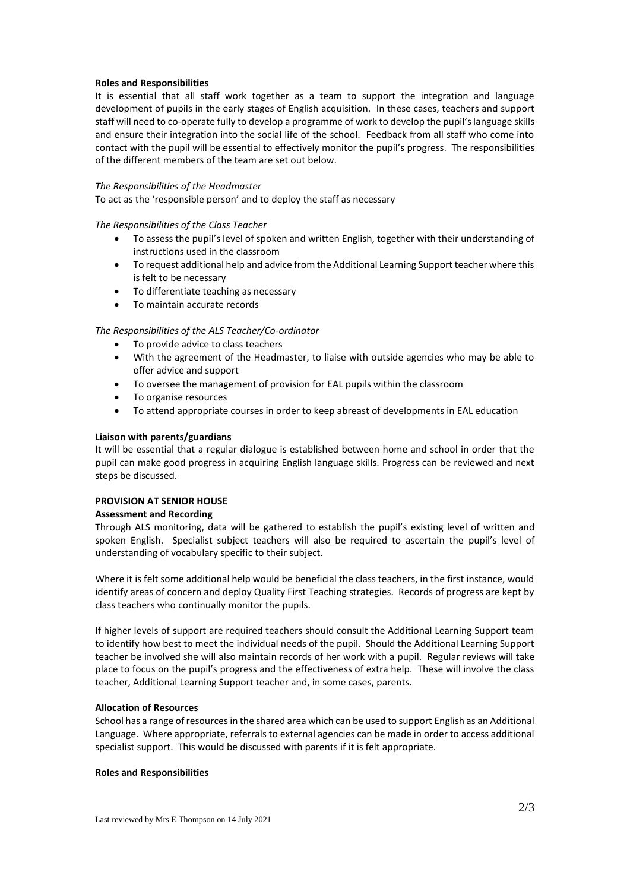**Roles and Responsibilities**

It is essential that all staff work together as a team to support the integration and language development of pupils in the early stages of English acquisition. In these cases, teachers and support staff will need to co-operate fully to develop a programme of work to develop the pupil's language skills and ensure their integration into the social life of the school. Feedback from all staff who come into contact with the pupil will be essential to effectively monitor the pupil's progress. The responsibilities of the different members of the team are set out below.

*The Responsibilities of the Headmaster*

To act as the 'responsible person' and to deploy the staff as necessary

*The Responsibilities of the Class Teacher*

- To assess the pupil's level of spoken and written English, together with their understanding of instructions used in the classroom
- To request additional help and advice from the Additional Learning Support teacher where this is felt to be necessary
- To differentiate teaching as necessary
- To maintain accurate records

*The Responsibilities of the ALS Teacher/Co-ordinator*

- To provide advice to class teachers
- With the agreement of the Headmaster, to liaise with outside agencies who may be able to offer advice and support
- To oversee the management of provision for EAL pupils within the classroom
- To organise resources
- To attend appropriate courses in order to keep abreast of developments in EAL education

**Liaison with parents/guardians**

It will be essential that a regular dialogue is established between home and school in order that the pupil can make good progress in acquiring English language skills. Progress can be reviewed and next steps be discussed.

**PROVISION AT SENIOR HOUSE**

**Assessment and Recording**

Through ALS monitoring, data will be gathered to establish the pupil's existing level of written and spoken English. Specialist subject teachers will also be required to ascertain the pupil's level of understanding of vocabulary specific to their subject.

Where it is felt some additional help would be beneficial the class teachers, in the first instance, would identify areas of concern and deploy Quality First Teaching strategies. Records of progress are kept by class teachers who continually monitor the pupils.

If higher levels of support are required teachers should consult the Additional Learning Support team to identify how best to meet the individual needs of the pupil. Should the Additional Learning Support teacher be involved she will also maintain records of her work with a pupil. Regular reviews will take place to focus on the pupil's progress and the effectiveness of extra help. These will involve the class teacher, Additional Learning Support teacher and, in some cases, parents.

**Allocation of Resources**

School has a range of resources in the shared area which can be used to support English as an Additional Language. Where appropriate, referrals to external agencies can be made in order to access additional specialist support. This would be discussed with parents if it is felt appropriate.

**Roles and Responsibilities**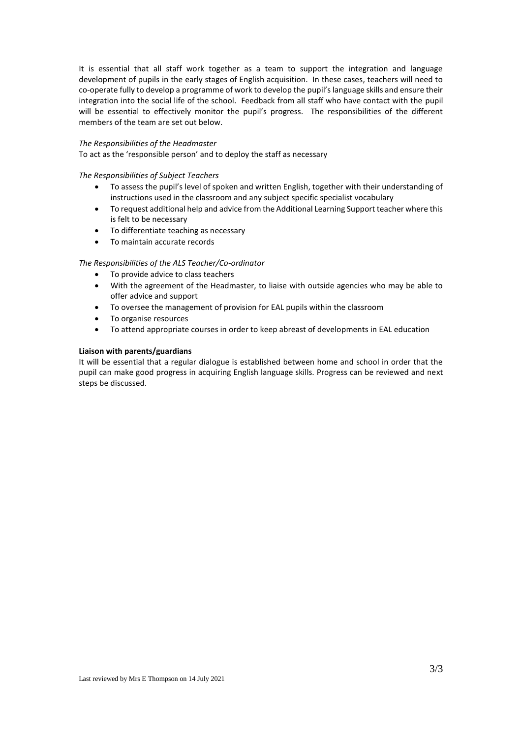It is essential that all staff work together as a team to support the integration and language development of pupils in the early stages of English acquisition. In these cases, teachers will need to co-operate fully to develop a programme of work to develop the pupil's language skills and ensure their integration into the social life of the school. Feedback from all staff who have contact with the pupil will be essential to effectively monitor the pupil's progress. The responsibilities of the different members of the team are set out below.

*The Responsibilities of the Headmaster*

To act as the 'responsible person' and to deploy the staff as necessary

*The Responsibilities of Subject Teachers*

- To assess the pupil's level of spoken and written English, together with their understanding of instructions used in the classroom and any subject specific specialist vocabulary
- To request additional help and advice from the Additional Learning Support teacher where this is felt to be necessary
- To differentiate teaching as necessary
- To maintain accurate records

*The Responsibilities of the ALS Teacher/Co-ordinator*

- To provide advice to class teachers
- With the agreement of the Headmaster, to liaise with outside agencies who may be able to offer advice and support
- To oversee the management of provision for EAL pupils within the classroom
- To organise resources
- To attend appropriate courses in order to keep abreast of developments in EAL education

**Liaison with parents/guardians**

It will be essential that a regular dialogue is established between home and school in order that the pupil can make good progress in acquiring English language skills. Progress can be reviewed and next steps be discussed.

Last reviewed by Mrs E Thompson on 14 July 2021